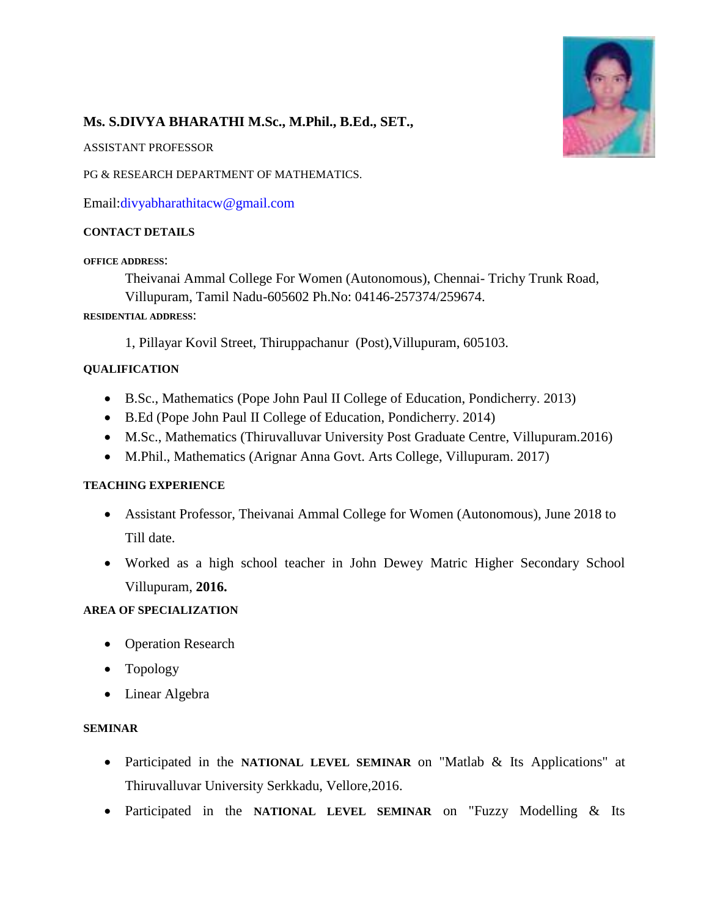## Ms. S.DIVYA BHARATHI M.Sc., M.Phil., B.Ed., SET.,

ASSISTANT PROFESSOR

PG & RESEARCH DEPARTMENT OF MATHEMATICS.

Email:divyabharathitacw@gmail.com

### CONTACT DETAILS

**OFFICE ADDRESS**:

Theivanai Ammal College For Women (Autonomous), Chennai- Trichy Trunk Road, Villupuram, Tamil Nadu-605602 Ph.No: 04146-257374/259674.

**RESIDENTIAL ADDRESS**:

1, Pillayar Kovil Street, Thiruppachanur (Post),Villupuram, 605103.

### QUALIFICATION

- B.Sc., Mathematics (Pope John Paul II College of Education, Pondicherry. 2013)
- B.Ed (Pope John Paul II College of Education, Pondicherry. 2014)
- M.Sc., Mathematics (Thiruvalluvar University Post Graduate Centre, Villupuram.2016)
- M.Phil., Mathematics (Arignar Anna Govt. Arts College, Villupuram. 2017)

### TEACHING EXPERIENCE

- Assistant Professor, Theivanai Ammal College for Women (Autonomous), June 2018 to Till date.
- Worked as a high school teacher in John Dewey Matric Higher Secondary School Villupuram, **2016.**

### AREA OF SPECIALIZATION

- Operation Research
- Topology
- Linear Algebra

### SEMINAR

- Participated in the **NATIONAL LEVEL SEMINAR** on "Matlab & Its Applications" at Thiruvalluvar University Serkkadu, Vellore,2016.
- Participated in the **NATIONAL LEVEL SEMINAR** on "Fuzzy Modelling & Its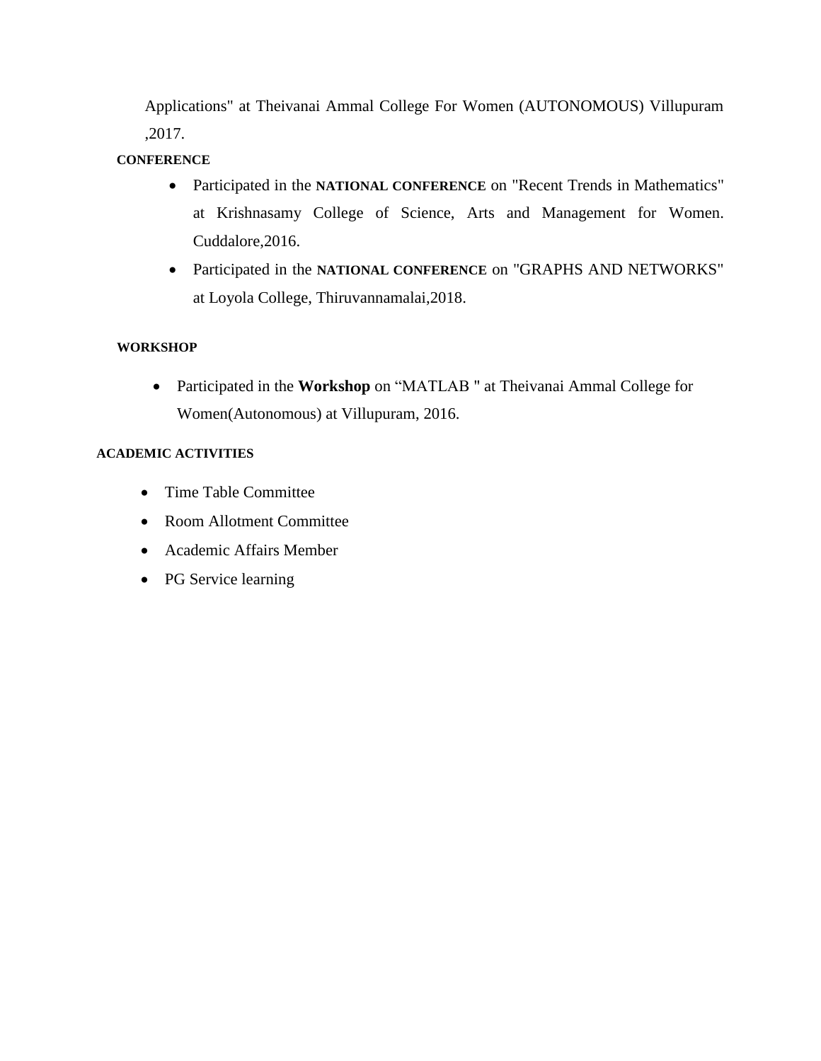Applications" at Theivanai Ammal College For Women (AUTONOMOUS) Villupuram ,2017.

**CONFERENCE**

- Participated in the **NATIONAL CONFERENCE** on "Recent Trends in Mathematics" at Krishnasamy College of Science, Arts and Management for Women. Cuddalore,2016.
- Participated in the **NATIONAL CONFERENCE** on "GRAPHS AND NETWORKS" at Loyola College, Thiruvannamalai,2018.

**WORKSHOP**

- Participated in the **Workshop** on “MATLAB " at Theivanai Ammal College for Women(Autonomous) at Villupuram, 2016.

**ACADEMIC ACTIVITIES**

- Time Table Committee
- Room Allotment Committee
- Academic Affairs Member
- PG Service learning